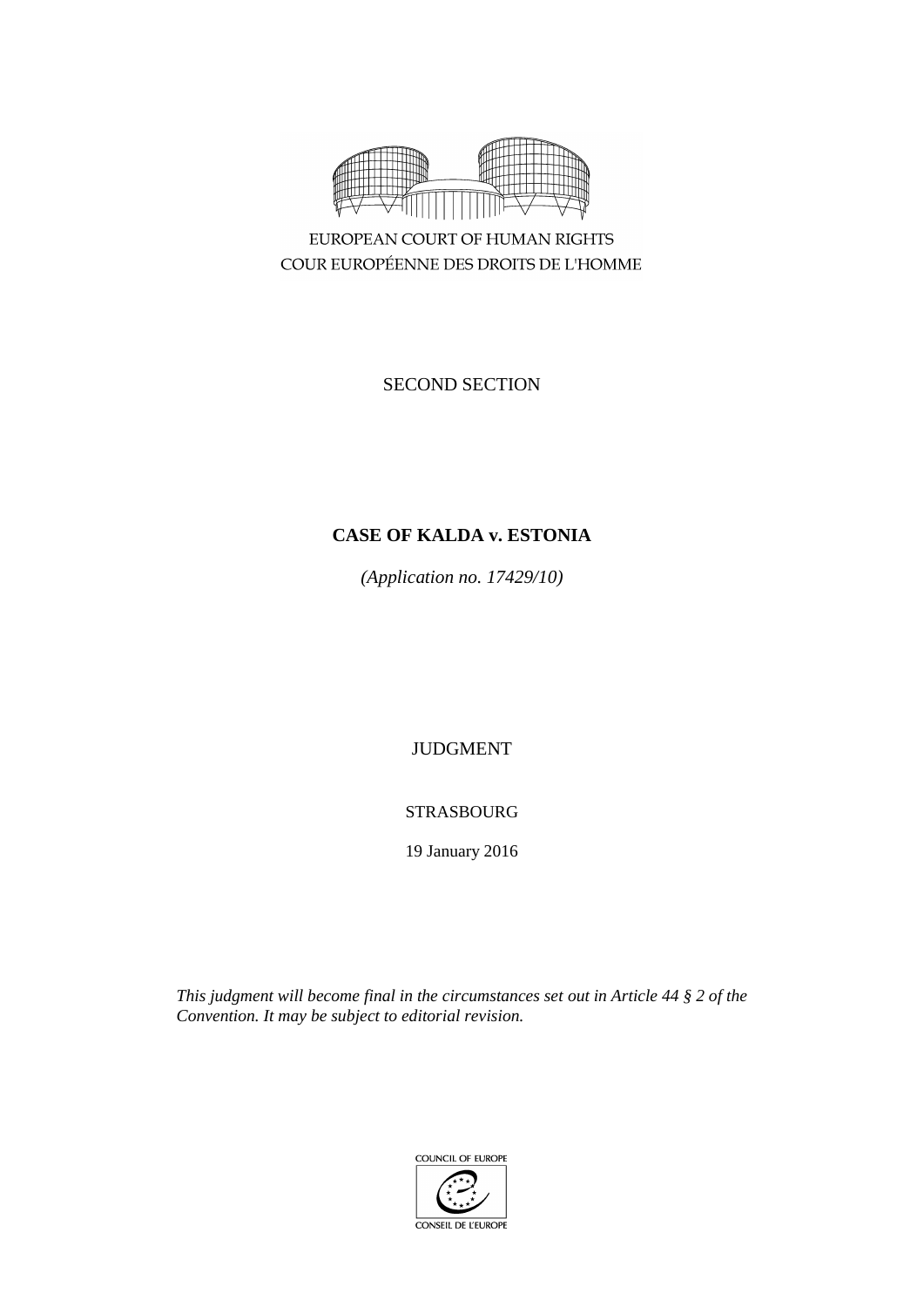EUROPEAN COURT OF HUMAN RIGHTS

COUR EUROPÉENNE DES DROITS DE L'HOMME

SECOND SECTION

**CASE OF KALDA v. ESTONIA**

*(Application no. 17429/10)*

JUDGMENT

STRASBOURG

19 January 2016

*This judgment will become final in the circumstances set out in Article 44 § 2 of the Convention. It may be subject to editorial revision.*

COUNCIL OF EUROPE

CONSEIL DE L'EUROPE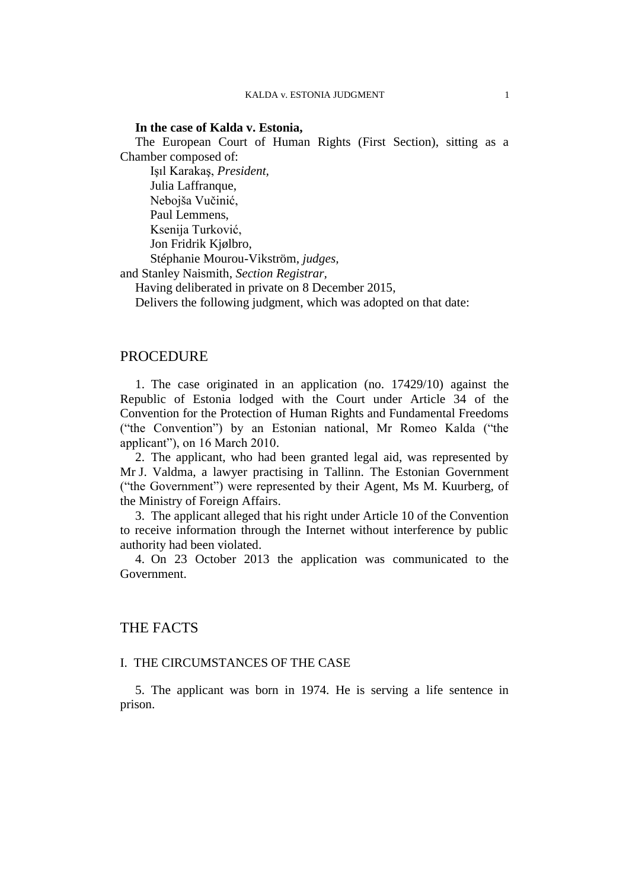**In the case of Kalda v. Estonia,**

The European Court of Human Rights (First Section), sitting as a Chamber composed of:

Işıl Karakaş, *President,*
Julia Laffranque,
Nebojša Vučinić,
Paul Lemmens,
Ksenija Turković,
Jon Fridrik Kjølbro,
Stéphanie Mourou-Vikström, *judges,*
and Stanley Naismith, *Section Registrar,*

Having deliberated in private on 8 December 2015,

Delivers the following judgment, which was adopted on that date:

## PROCEDURE

1. The case originated in an application (no. 17429/10) against the Republic of Estonia lodged with the Court under Article 34 of the Convention for the Protection of Human Rights and Fundamental Freedoms ("the Convention") by an Estonian national, Mr Romeo Kalda ("the applicant"), on 16 March 2010.

2. The applicant, who had been granted legal aid, was represented by Mr J. Valdma, a lawyer practising in Tallinn. The Estonian Government ("the Government") were represented by their Agent, Ms M. Kuurberg, of the Ministry of Foreign Affairs.

3. The applicant alleged that his right under Article 10 of the Convention to receive information through the Internet without interference by public authority had been violated.

4. On 23 October 2013 the application was communicated to the Government.

## THE FACTS

### I. THE CIRCUMSTANCES OF THE CASE

5. The applicant was born in 1974. He is serving a life sentence in prison.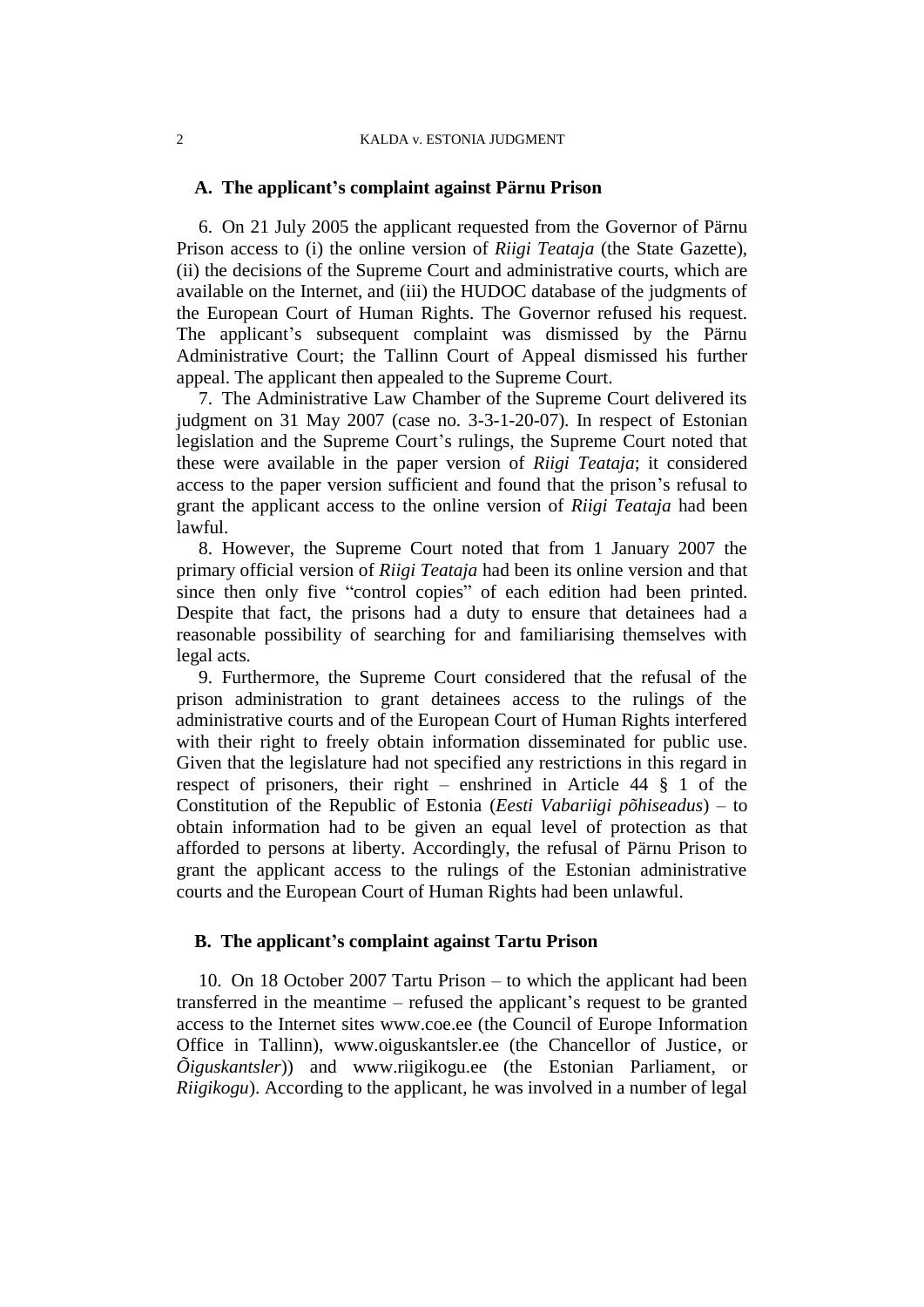### A. The applicant's complaint against Pärnu Prison

6. On 21 July 2005 the applicant requested from the Governor of Pärnu Prison access to (i) the online version of *Riigi Teataja* (the State Gazette), (ii) the decisions of the Supreme Court and administrative courts, which are available on the Internet, and (iii) the HUDOC database of the judgments of the European Court of Human Rights. The Governor refused his request. The applicant's subsequent complaint was dismissed by the Pärnu Administrative Court; the Tallinn Court of Appeal dismissed his further appeal. The applicant then appealed to the Supreme Court.

7. The Administrative Law Chamber of the Supreme Court delivered its judgment on 31 May 2007 (case no. 3-3-1-20-07). In respect of Estonian legislation and the Supreme Court's rulings, the Supreme Court noted that these were available in the paper version of *Riigi Teataja*; it considered access to the paper version sufficient and found that the prison's refusal to grant the applicant access to the online version of *Riigi Teataja* had been lawful.

8. However, the Supreme Court noted that from 1 January 2007 the primary official version of *Riigi Teataja* had been its online version and that since then only five "control copies" of each edition had been printed. Despite that fact, the prisons had a duty to ensure that detainees had a reasonable possibility of searching for and familiarising themselves with legal acts.

9. Furthermore, the Supreme Court considered that the refusal of the prison administration to grant detainees access to the rulings of the administrative courts and of the European Court of Human Rights interfered with their right to freely obtain information disseminated for public use. Given that the legislature had not specified any restrictions in this regard in respect of prisoners, their right – enshrined in Article 44 § 1 of the Constitution of the Republic of Estonia (*Eesti Vabariigi põhiseadus*) – to obtain information had to be given an equal level of protection as that afforded to persons at liberty. Accordingly, the refusal of Pärnu Prison to grant the applicant access to the rulings of the Estonian administrative courts and the European Court of Human Rights had been unlawful.

### B. The applicant's complaint against Tartu Prison

10. On 18 October 2007 Tartu Prison – to which the applicant had been transferred in the meantime – refused the applicant's request to be granted access to the Internet sites www.coe.ee (the Council of Europe Information Office in Tallinn), www.oiguskantsler.ee (the Chancellor of Justice, or *Õiguskantsler*)) and www.riigikogu.ee (the Estonian Parliament, or *Riigikogu*). According to the applicant, he was involved in a number of legal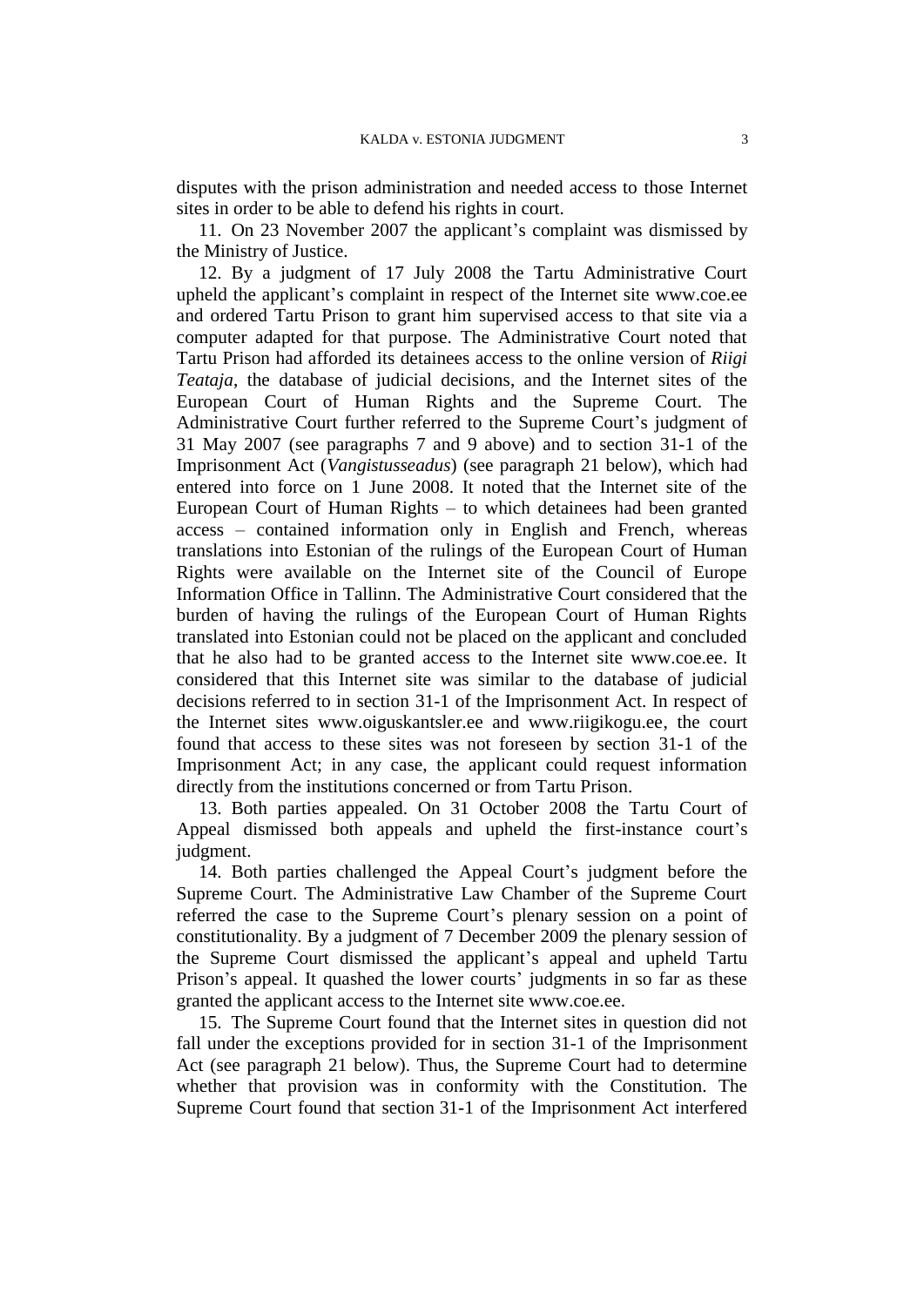disputes with the prison administration and needed access to those Internet sites in order to be able to defend his rights in court.

11. On 23 November 2007 the applicant's complaint was dismissed by the Ministry of Justice.

12. By a judgment of 17 July 2008 the Tartu Administrative Court upheld the applicant's complaint in respect of the Internet site www.coe.ee and ordered Tartu Prison to grant him supervised access to that site via a computer adapted for that purpose. The Administrative Court noted that Tartu Prison had afforded its detainees access to the online version of *Riigi Teataja*, the database of judicial decisions, and the Internet sites of the European Court of Human Rights and the Supreme Court. The Administrative Court further referred to the Supreme Court's judgment of 31 May 2007 (see paragraphs 7 and 9 above) and to section 31-1 of the Imprisonment Act (*Vangistusseadus*) (see paragraph 21 below), which had entered into force on 1 June 2008. It noted that the Internet site of the European Court of Human Rights – to which detainees had been granted access – contained information only in English and French, whereas translations into Estonian of the rulings of the European Court of Human Rights were available on the Internet site of the Council of Europe Information Office in Tallinn. The Administrative Court considered that the burden of having the rulings of the European Court of Human Rights translated into Estonian could not be placed on the applicant and concluded that he also had to be granted access to the Internet site www.coe.ee. It considered that this Internet site was similar to the database of judicial decisions referred to in section 31-1 of the Imprisonment Act. In respect of the Internet sites www.oiguskantsler.ee and www.riigikogu.ee, the court found that access to these sites was not foreseen by section 31-1 of the Imprisonment Act; in any case, the applicant could request information directly from the institutions concerned or from Tartu Prison.

13. Both parties appealed. On 31 October 2008 the Tartu Court of Appeal dismissed both appeals and upheld the first-instance court's judgment.

14. Both parties challenged the Appeal Court's judgment before the Supreme Court. The Administrative Law Chamber of the Supreme Court referred the case to the Supreme Court's plenary session on a point of constitutionality. By a judgment of 7 December 2009 the plenary session of the Supreme Court dismissed the applicant's appeal and upheld Tartu Prison's appeal. It quashed the lower courts' judgments in so far as these granted the applicant access to the Internet site www.coe.ee.

15. The Supreme Court found that the Internet sites in question did not fall under the exceptions provided for in section 31-1 of the Imprisonment Act (see paragraph 21 below). Thus, the Supreme Court had to determine whether that provision was in conformity with the Constitution. The Supreme Court found that section 31-1 of the Imprisonment Act interfered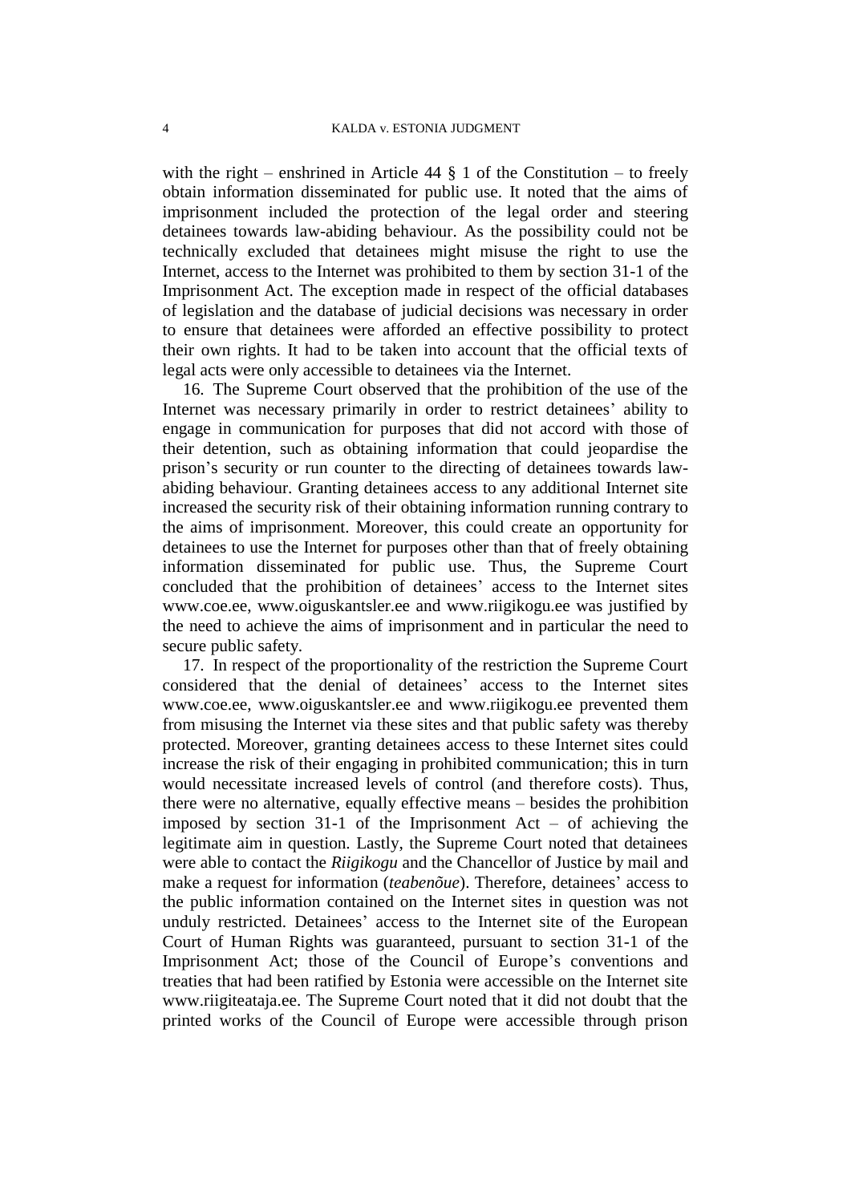with the right – enshrined in Article 44 § 1 of the Constitution – to freely obtain information disseminated for public use. It noted that the aims of imprisonment included the protection of the legal order and steering detainees towards law-abiding behaviour. As the possibility could not be technically excluded that detainees might misuse the right to use the Internet, access to the Internet was prohibited to them by section 31-1 of the Imprisonment Act. The exception made in respect of the official databases of legislation and the database of judicial decisions was necessary in order to ensure that detainees were afforded an effective possibility to protect their own rights. It had to be taken into account that the official texts of legal acts were only accessible to detainees via the Internet.

16. The Supreme Court observed that the prohibition of the use of the Internet was necessary primarily in order to restrict detainees' ability to engage in communication for purposes that did not accord with those of their detention, such as obtaining information that could jeopardise the prison's security or run counter to the directing of detainees towards law-abiding behaviour. Granting detainees access to any additional Internet site increased the security risk of their obtaining information running contrary to the aims of imprisonment. Moreover, this could create an opportunity for detainees to use the Internet for purposes other than that of freely obtaining information disseminated for public use. Thus, the Supreme Court concluded that the prohibition of detainees' access to the Internet sites www.coe.ee, www.oiguskantsler.ee and www.riigikogu.ee was justified by the need to achieve the aims of imprisonment and in particular the need to secure public safety.

17. In respect of the proportionality of the restriction the Supreme Court considered that the denial of detainees' access to the Internet sites www.coe.ee, www.oiguskantsler.ee and www.riigikogu.ee prevented them from misusing the Internet via these sites and that public safety was thereby protected. Moreover, granting detainees access to these Internet sites could increase the risk of their engaging in prohibited communication; this in turn would necessitate increased levels of control (and therefore costs). Thus, there were no alternative, equally effective means – besides the prohibition imposed by section 31-1 of the Imprisonment Act – of achieving the legitimate aim in question. Lastly, the Supreme Court noted that detainees were able to contact the *Riigikogu* and the Chancellor of Justice by mail and make a request for information (*teabenõue*). Therefore, detainees' access to the public information contained on the Internet sites in question was not unduly restricted. Detainees' access to the Internet site of the European Court of Human Rights was guaranteed, pursuant to section 31-1 of the Imprisonment Act; those of the Council of Europe's conventions and treaties that had been ratified by Estonia were accessible on the Internet site www.riigiteataja.ee. The Supreme Court noted that it did not doubt that the printed works of the Council of Europe were accessible through prison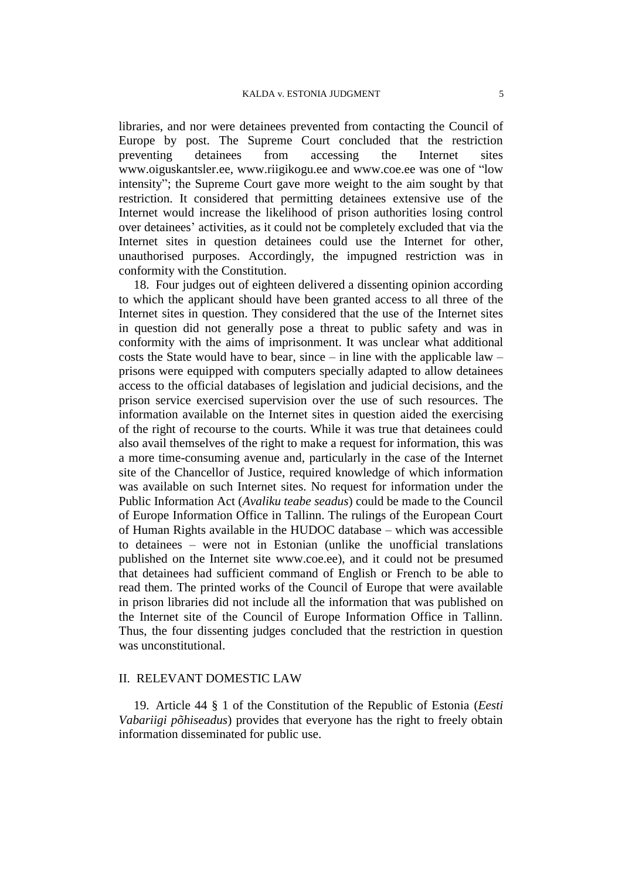libraries, and nor were detainees prevented from contacting the Council of Europe by post. The Supreme Court concluded that the restriction preventing detainees from accessing the Internet sites www.oiguskantsler.ee, www.riigikogu.ee and www.coe.ee was one of "low intensity"; the Supreme Court gave more weight to the aim sought by that restriction. It considered that permitting detainees extensive use of the Internet would increase the likelihood of prison authorities losing control over detainees' activities, as it could not be completely excluded that via the Internet sites in question detainees could use the Internet for other, unauthorised purposes. Accordingly, the impugned restriction was in conformity with the Constitution.

18. Four judges out of eighteen delivered a dissenting opinion according to which the applicant should have been granted access to all three of the Internet sites in question. They considered that the use of the Internet sites in question did not generally pose a threat to public safety and was in conformity with the aims of imprisonment. It was unclear what additional costs the State would have to bear, since – in line with the applicable law – prisons were equipped with computers specially adapted to allow detainees access to the official databases of legislation and judicial decisions, and the prison service exercised supervision over the use of such resources. The information available on the Internet sites in question aided the exercising of the right of recourse to the courts. While it was true that detainees could also avail themselves of the right to make a request for information, this was a more time-consuming avenue and, particularly in the case of the Internet site of the Chancellor of Justice, required knowledge of which information was available on such Internet sites. No request for information under the Public Information Act (*Avaliku teabe seadus*) could be made to the Council of Europe Information Office in Tallinn. The rulings of the European Court of Human Rights available in the HUDOC database – which was accessible to detainees – were not in Estonian (unlike the unofficial translations published on the Internet site www.coe.ee), and it could not be presumed that detainees had sufficient command of English or French to be able to read them. The printed works of the Council of Europe that were available in prison libraries did not include all the information that was published on the Internet site of the Council of Europe Information Office in Tallinn. Thus, the four dissenting judges concluded that the restriction in question was unconstitutional.

## II. RELEVANT DOMESTIC LAW

19. Article 44 § 1 of the Constitution of the Republic of Estonia (*Eesti Vabariigi põhiseadus*) provides that everyone has the right to freely obtain information disseminated for public use.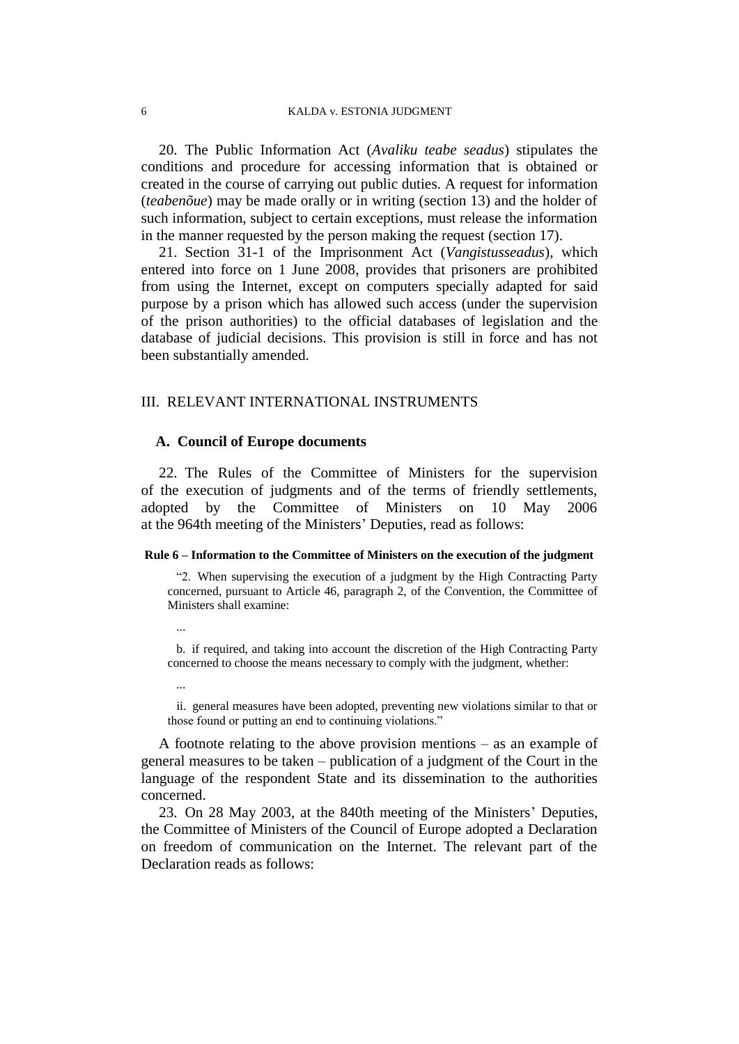20. The Public Information Act (*Avaliku teabe seadus*) stipulates the conditions and procedure for accessing information that is obtained or created in the course of carrying out public duties. A request for information (*teabenõue*) may be made orally or in writing (section 13) and the holder of such information, subject to certain exceptions, must release the information in the manner requested by the person making the request (section 17).

21. Section 31-1 of the Imprisonment Act (*Vangistusseadus*), which entered into force on 1 June 2008, provides that prisoners are prohibited from using the Internet, except on computers specially adapted for said purpose by a prison which has allowed such access (under the supervision of the prison authorities) to the official databases of legislation and the database of judicial decisions. This provision is still in force and has not been substantially amended.

## III. RELEVANT INTERNATIONAL INSTRUMENTS

### A. Council of Europe documents

22. The Rules of the Committee of Ministers for the supervision of the execution of judgments and of the terms of friendly settlements, adopted by the Committee of Ministers on 10 May 2006 at the 964th meeting of the Ministers' Deputies, read as follows:

**Rule 6 – Information to the Committee of Ministers on the execution of the judgment**

> "2. When supervising the execution of a judgment by the High Contracting Party concerned, pursuant to Article 46, paragraph 2, of the Convention, the Committee of Ministers shall examine:
>
> ...
>
> b. if required, and taking into account the discretion of the High Contracting Party concerned to choose the means necessary to comply with the judgment, whether:
>
> ...
>
> ii. general measures have been adopted, preventing new violations similar to that or those found or putting an end to continuing violations."

A footnote relating to the above provision mentions – as an example of general measures to be taken – publication of a judgment of the Court in the language of the respondent State and its dissemination to the authorities concerned.

23. On 28 May 2003, at the 840th meeting of the Ministers' Deputies, the Committee of Ministers of the Council of Europe adopted a Declaration on freedom of communication on the Internet. The relevant part of the Declaration reads as follows: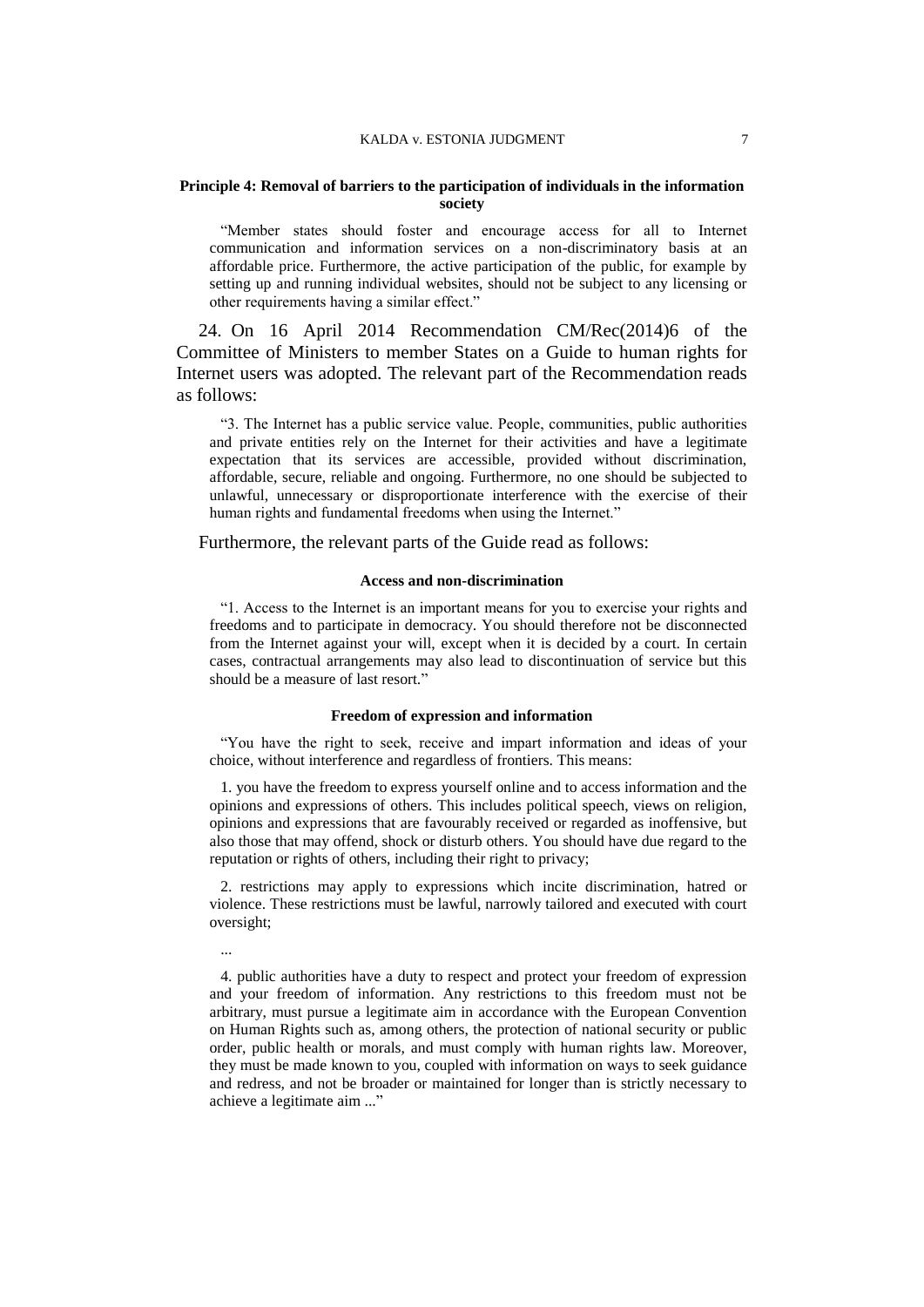**Principle 4: Removal of barriers to the participation of individuals in the information society**

> "Member states should foster and encourage access for all to Internet communication and information services on a non-discriminatory basis at an affordable price. Furthermore, the active participation of the public, for example by setting up and running individual websites, should not be subject to any licensing or other requirements having a similar effect."

24. On 16 April 2014 Recommendation CM/Rec(2014)6 of the Committee of Ministers to member States on a Guide to human rights for Internet users was adopted. The relevant part of the Recommendation reads as follows:

> "3. The Internet has a public service value. People, communities, public authorities and private entities rely on the Internet for their activities and have a legitimate expectation that its services are accessible, provided without discrimination, affordable, secure, reliable and ongoing. Furthermore, no one should be subjected to unlawful, unnecessary or disproportionate interference with the exercise of their human rights and fundamental freedoms when using the Internet."

Furthermore, the relevant parts of the Guide read as follows:

**Access and non-discrimination**

> "1. Access to the Internet is an important means for you to exercise your rights and freedoms and to participate in democracy. You should therefore not be disconnected from the Internet against your will, except when it is decided by a court. In certain cases, contractual arrangements may also lead to discontinuation of service but this should be a measure of last resort."

**Freedom of expression and information**

> "You have the right to seek, receive and impart information and ideas of your choice, without interference and regardless of frontiers. This means:
>
> 1. you have the freedom to express yourself online and to access information and the opinions and expressions of others. This includes political speech, views on religion, opinions and expressions that are favourably received or regarded as inoffensive, but also those that may offend, shock or disturb others. You should have due regard to the reputation or rights of others, including their right to privacy;
>
> 2. restrictions may apply to expressions which incite discrimination, hatred or violence. These restrictions must be lawful, narrowly tailored and executed with court oversight;
>
> ...
>
> 4. public authorities have a duty to respect and protect your freedom of expression and your freedom of information. Any restrictions to this freedom must not be arbitrary, must pursue a legitimate aim in accordance with the European Convention on Human Rights such as, among others, the protection of national security or public order, public health or morals, and must comply with human rights law. Moreover, they must be made known to you, coupled with information on ways to seek guidance and redress, and not be broader or maintained for longer than is strictly necessary to achieve a legitimate aim ..."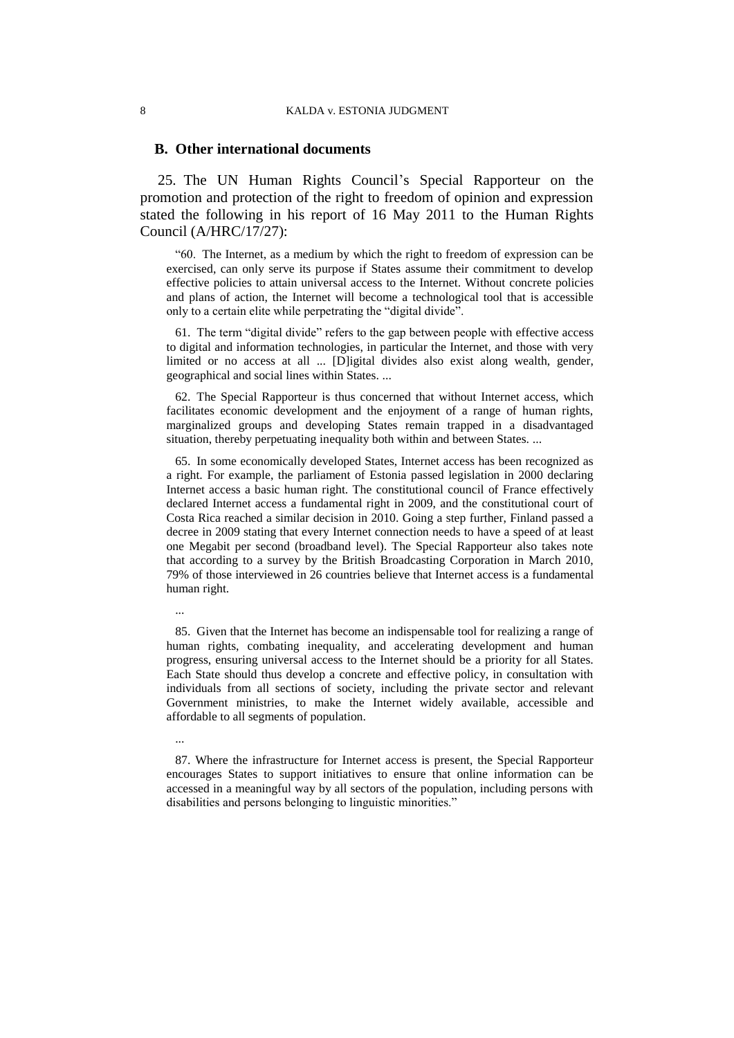## B. Other international documents

25. The UN Human Rights Council's Special Rapporteur on the promotion and protection of the right to freedom of opinion and expression stated the following in his report of 16 May 2011 to the Human Rights Council (A/HRC/17/27):

> "60. The Internet, as a medium by which the right to freedom of expression can be exercised, can only serve its purpose if States assume their commitment to develop effective policies to attain universal access to the Internet. Without concrete policies and plans of action, the Internet will become a technological tool that is accessible only to a certain elite while perpetrating the "digital divide".
>
> 61. The term "digital divide" refers to the gap between people with effective access to digital and information technologies, in particular the Internet, and those with very limited or no access at all ... [D]igital divides also exist along wealth, gender, geographical and social lines within States. ...
>
> 62. The Special Rapporteur is thus concerned that without Internet access, which facilitates economic development and the enjoyment of a range of human rights, marginalized groups and developing States remain trapped in a disadvantaged situation, thereby perpetuating inequality both within and between States. ...
>
> 65. In some economically developed States, Internet access has been recognized as a right. For example, the parliament of Estonia passed legislation in 2000 declaring Internet access a basic human right. The constitutional council of France effectively declared Internet access a fundamental right in 2009, and the constitutional court of Costa Rica reached a similar decision in 2010. Going a step further, Finland passed a decree in 2009 stating that every Internet connection needs to have a speed of at least one Megabit per second (broadband level). The Special Rapporteur also takes note that according to a survey by the British Broadcasting Corporation in March 2010, 79% of those interviewed in 26 countries believe that Internet access is a fundamental human right.
>
> ...
>
> 85. Given that the Internet has become an indispensable tool for realizing a range of human rights, combating inequality, and accelerating development and human progress, ensuring universal access to the Internet should be a priority for all States. Each State should thus develop a concrete and effective policy, in consultation with individuals from all sections of society, including the private sector and relevant Government ministries, to make the Internet widely available, accessible and affordable to all segments of population.
>
> ...
>
> 87. Where the infrastructure for Internet access is present, the Special Rapporteur encourages States to support initiatives to ensure that online information can be accessed in a meaningful way by all sectors of the population, including persons with disabilities and persons belonging to linguistic minorities."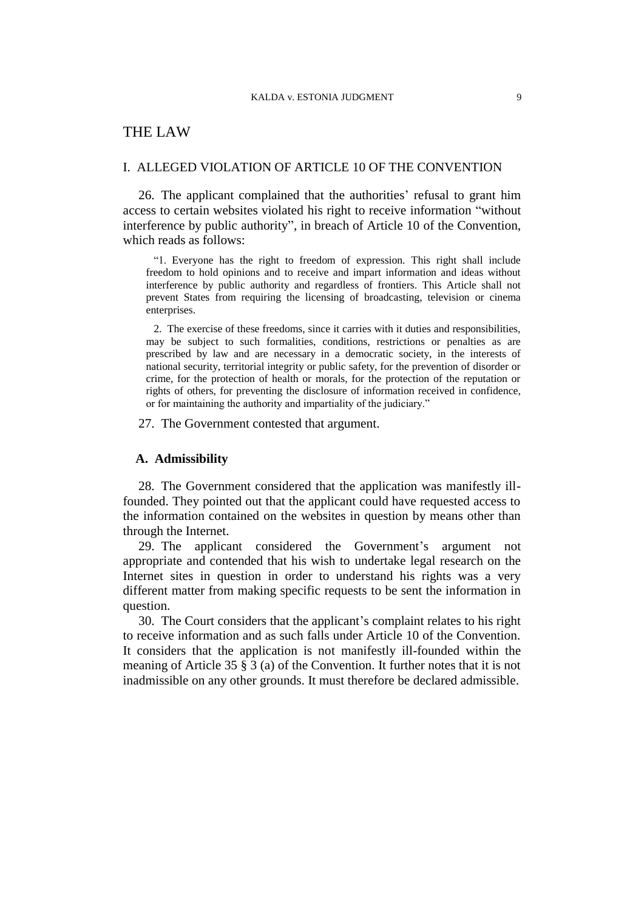# THE LAW

## I. ALLEGED VIOLATION OF ARTICLE 10 OF THE CONVENTION

26. The applicant complained that the authorities' refusal to grant him access to certain websites violated his right to receive information "without interference by public authority", in breach of Article 10 of the Convention, which reads as follows:

> "1. Everyone has the right to freedom of expression. This right shall include freedom to hold opinions and to receive and impart information and ideas without interference by public authority and regardless of frontiers. This Article shall not prevent States from requiring the licensing of broadcasting, television or cinema enterprises.
>
> 2. The exercise of these freedoms, since it carries with it duties and responsibilities, may be subject to such formalities, conditions, restrictions or penalties as are prescribed by law and are necessary in a democratic society, in the interests of national security, territorial integrity or public safety, for the prevention of disorder or crime, for the protection of health or morals, for the protection of the reputation or rights of others, for preventing the disclosure of information received in confidence, or for maintaining the authority and impartiality of the judiciary."

27. The Government contested that argument.

### A. Admissibility

28. The Government considered that the application was manifestly ill-founded. They pointed out that the applicant could have requested access to the information contained on the websites in question by means other than through the Internet.

29. The applicant considered the Government's argument not appropriate and contended that his wish to undertake legal research on the Internet sites in question in order to understand his rights was a very different matter from making specific requests to be sent the information in question.

30. The Court considers that the applicant's complaint relates to his right to receive information and as such falls under Article 10 of the Convention. It considers that the application is not manifestly ill-founded within the meaning of Article 35 § 3 (a) of the Convention. It further notes that it is not inadmissible on any other grounds. It must therefore be declared admissible.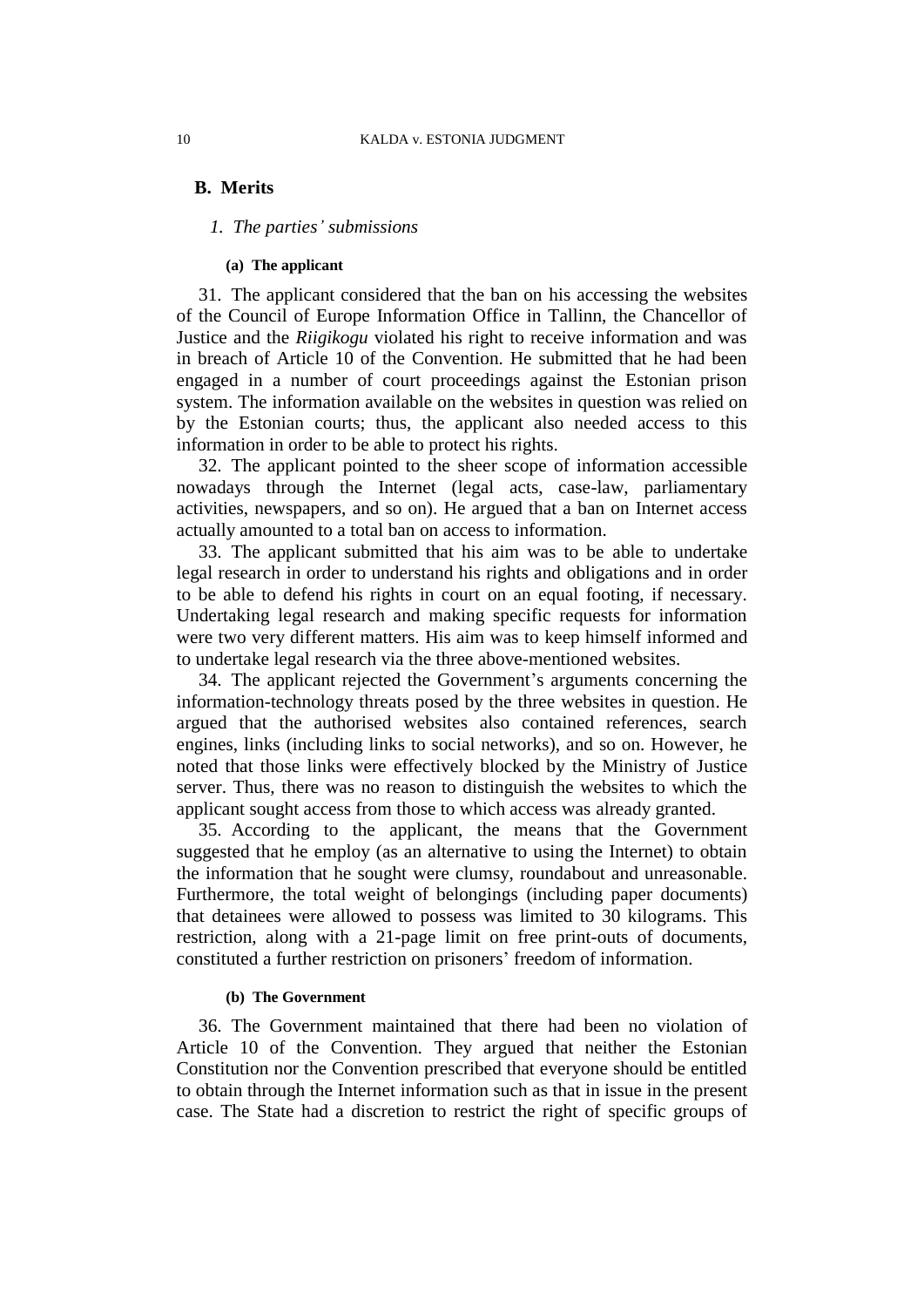## B. Merits

### *1. The parties' submissions*

#### (a) The applicant

31. The applicant considered that the ban on his accessing the websites of the Council of Europe Information Office in Tallinn, the Chancellor of Justice and the *Riigikogu* violated his right to receive information and was in breach of Article 10 of the Convention. He submitted that he had been engaged in a number of court proceedings against the Estonian prison system. The information available on the websites in question was relied on by the Estonian courts; thus, the applicant also needed access to this information in order to be able to protect his rights.

32. The applicant pointed to the sheer scope of information accessible nowadays through the Internet (legal acts, case-law, parliamentary activities, newspapers, and so on). He argued that a ban on Internet access actually amounted to a total ban on access to information.

33. The applicant submitted that his aim was to be able to undertake legal research in order to understand his rights and obligations and in order to be able to defend his rights in court on an equal footing, if necessary. Undertaking legal research and making specific requests for information were two very different matters. His aim was to keep himself informed and to undertake legal research via the three above-mentioned websites.

34. The applicant rejected the Government's arguments concerning the information-technology threats posed by the three websites in question. He argued that the authorised websites also contained references, search engines, links (including links to social networks), and so on. However, he noted that those links were effectively blocked by the Ministry of Justice server. Thus, there was no reason to distinguish the websites to which the applicant sought access from those to which access was already granted.

35. According to the applicant, the means that the Government suggested that he employ (as an alternative to using the Internet) to obtain the information that he sought were clumsy, roundabout and unreasonable. Furthermore, the total weight of belongings (including paper documents) that detainees were allowed to possess was limited to 30 kilograms. This restriction, along with a 21-page limit on free print-outs of documents, constituted a further restriction on prisoners' freedom of information.

#### (b) The Government

36. The Government maintained that there had been no violation of Article 10 of the Convention. They argued that neither the Estonian Constitution nor the Convention prescribed that everyone should be entitled to obtain through the Internet information such as that in issue in the present case. The State had a discretion to restrict the right of specific groups of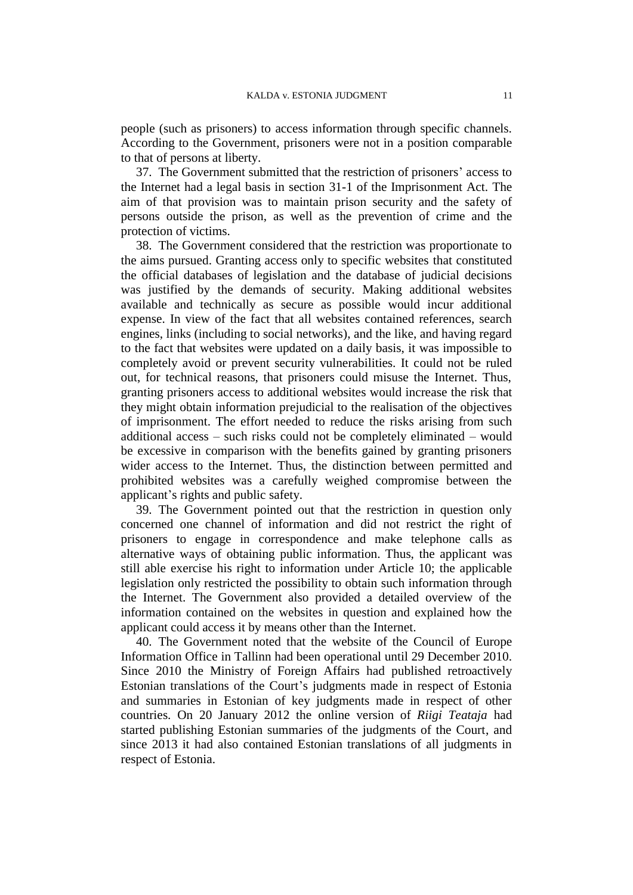people (such as prisoners) to access information through specific channels. According to the Government, prisoners were not in a position comparable to that of persons at liberty.

37. The Government submitted that the restriction of prisoners' access to the Internet had a legal basis in section 31-1 of the Imprisonment Act. The aim of that provision was to maintain prison security and the safety of persons outside the prison, as well as the prevention of crime and the protection of victims.

38. The Government considered that the restriction was proportionate to the aims pursued. Granting access only to specific websites that constituted the official databases of legislation and the database of judicial decisions was justified by the demands of security. Making additional websites available and technically as secure as possible would incur additional expense. In view of the fact that all websites contained references, search engines, links (including to social networks), and the like, and having regard to the fact that websites were updated on a daily basis, it was impossible to completely avoid or prevent security vulnerabilities. It could not be ruled out, for technical reasons, that prisoners could misuse the Internet. Thus, granting prisoners access to additional websites would increase the risk that they might obtain information prejudicial to the realisation of the objectives of imprisonment. The effort needed to reduce the risks arising from such additional access – such risks could not be completely eliminated – would be excessive in comparison with the benefits gained by granting prisoners wider access to the Internet. Thus, the distinction between permitted and prohibited websites was a carefully weighed compromise between the applicant's rights and public safety.

39. The Government pointed out that the restriction in question only concerned one channel of information and did not restrict the right of prisoners to engage in correspondence and make telephone calls as alternative ways of obtaining public information. Thus, the applicant was still able exercise his right to information under Article 10; the applicable legislation only restricted the possibility to obtain such information through the Internet. The Government also provided a detailed overview of the information contained on the websites in question and explained how the applicant could access it by means other than the Internet.

40. The Government noted that the website of the Council of Europe Information Office in Tallinn had been operational until 29 December 2010. Since 2010 the Ministry of Foreign Affairs had published retroactively Estonian translations of the Court's judgments made in respect of Estonia and summaries in Estonian of key judgments made in respect of other countries. On 20 January 2012 the online version of *Riigi Teataja* had started publishing Estonian summaries of the judgments of the Court, and since 2013 it had also contained Estonian translations of all judgments in respect of Estonia.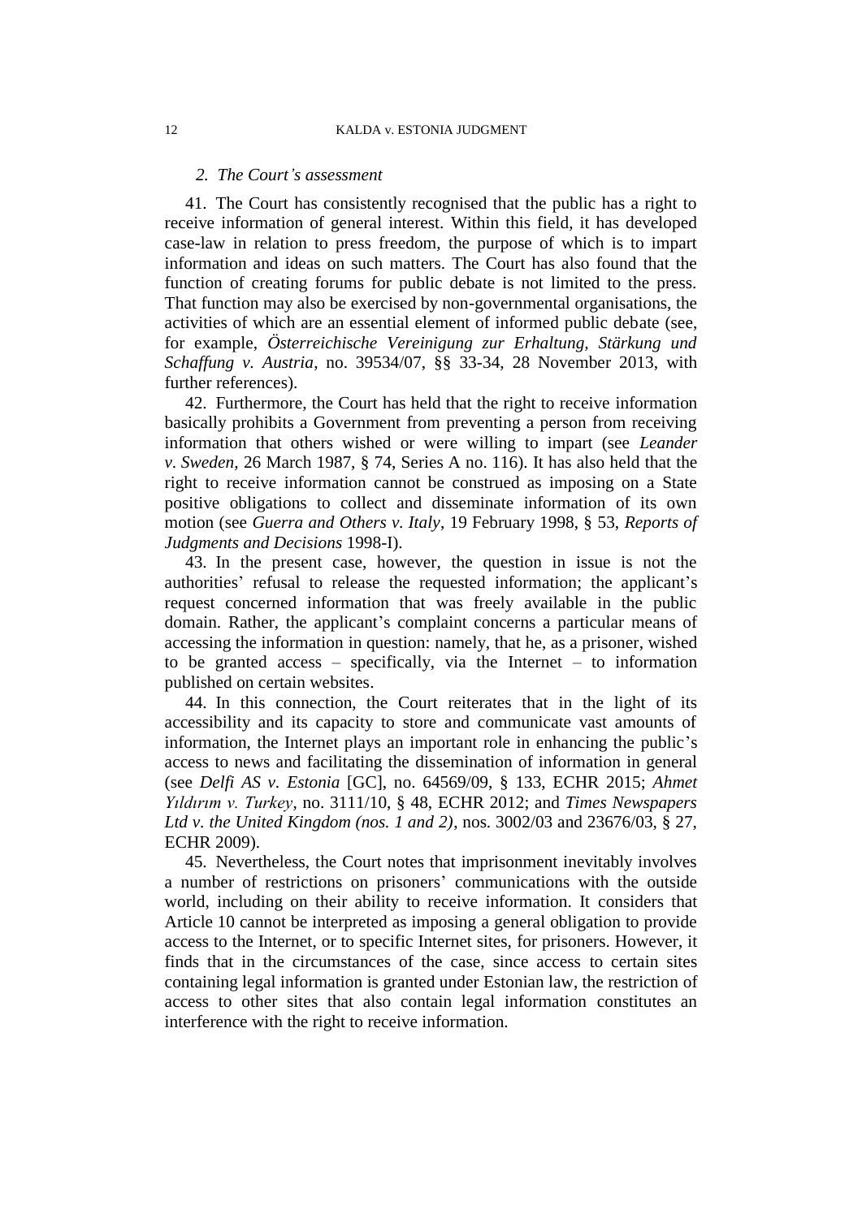*2. The Court's assessment*

41. The Court has consistently recognised that the public has a right to receive information of general interest. Within this field, it has developed case-law in relation to press freedom, the purpose of which is to impart information and ideas on such matters. The Court has also found that the function of creating forums for public debate is not limited to the press. That function may also be exercised by non-governmental organisations, the activities of which are an essential element of informed public debate (see, for example, *Österreichische Vereinigung zur Erhaltung, Stärkung und Schaffung v. Austria*, no. 39534/07, §§ 33-34, 28 November 2013, with further references).

42. Furthermore, the Court has held that the right to receive information basically prohibits a Government from preventing a person from receiving information that others wished or were willing to impart (see *Leander v. Sweden*, 26 March 1987, § 74, Series A no. 116). It has also held that the right to receive information cannot be construed as imposing on a State positive obligations to collect and disseminate information of its own motion (see *Guerra and Others v. Italy*, 19 February 1998, § 53, *Reports of Judgments and Decisions* 1998-I).

43. In the present case, however, the question in issue is not the authorities' refusal to release the requested information; the applicant's request concerned information that was freely available in the public domain. Rather, the applicant's complaint concerns a particular means of accessing the information in question: namely, that he, as a prisoner, wished to be granted access – specifically, via the Internet – to information published on certain websites.

44. In this connection, the Court reiterates that in the light of its accessibility and its capacity to store and communicate vast amounts of information, the Internet plays an important role in enhancing the public's access to news and facilitating the dissemination of information in general (see *Delfi AS v. Estonia* [GC], no. 64569/09, § 133, ECHR 2015; *Ahmet Yıldırım v. Turkey*, no. 3111/10, § 48, ECHR 2012; and *Times Newspapers Ltd v. the United Kingdom (nos. 1 and 2)*, nos. 3002/03 and 23676/03, § 27, ECHR 2009).

45. Nevertheless, the Court notes that imprisonment inevitably involves a number of restrictions on prisoners' communications with the outside world, including on their ability to receive information. It considers that Article 10 cannot be interpreted as imposing a general obligation to provide access to the Internet, or to specific Internet sites, for prisoners. However, it finds that in the circumstances of the case, since access to certain sites containing legal information is granted under Estonian law, the restriction of access to other sites that also contain legal information constitutes an interference with the right to receive information.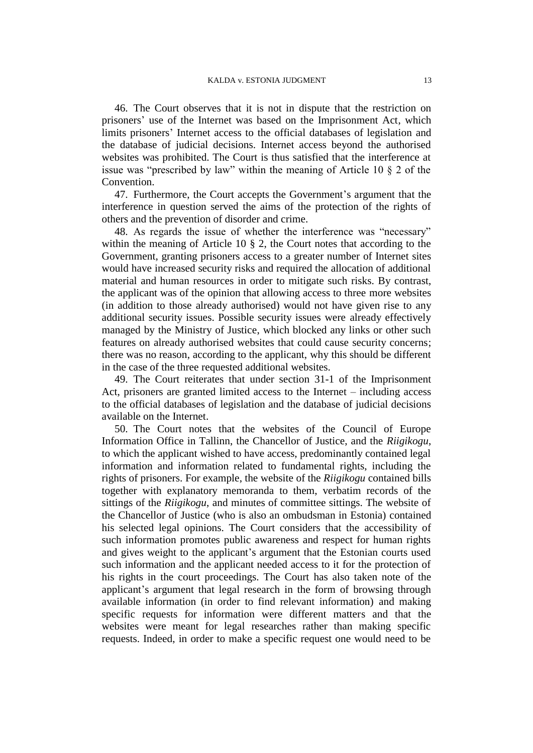46. The Court observes that it is not in dispute that the restriction on prisoners' use of the Internet was based on the Imprisonment Act, which limits prisoners' Internet access to the official databases of legislation and the database of judicial decisions. Internet access beyond the authorised websites was prohibited. The Court is thus satisfied that the interference at issue was "prescribed by law" within the meaning of Article 10 § 2 of the Convention.

47. Furthermore, the Court accepts the Government's argument that the interference in question served the aims of the protection of the rights of others and the prevention of disorder and crime.

48. As regards the issue of whether the interference was "necessary" within the meaning of Article 10 § 2, the Court notes that according to the Government, granting prisoners access to a greater number of Internet sites would have increased security risks and required the allocation of additional material and human resources in order to mitigate such risks. By contrast, the applicant was of the opinion that allowing access to three more websites (in addition to those already authorised) would not have given rise to any additional security issues. Possible security issues were already effectively managed by the Ministry of Justice, which blocked any links or other such features on already authorised websites that could cause security concerns; there was no reason, according to the applicant, why this should be different in the case of the three requested additional websites.

49. The Court reiterates that under section 31-1 of the Imprisonment Act, prisoners are granted limited access to the Internet – including access to the official databases of legislation and the database of judicial decisions available on the Internet.

50. The Court notes that the websites of the Council of Europe Information Office in Tallinn, the Chancellor of Justice, and the *Riigikogu*, to which the applicant wished to have access, predominantly contained legal information and information related to fundamental rights, including the rights of prisoners. For example, the website of the *Riigikogu* contained bills together with explanatory memoranda to them, verbatim records of the sittings of the *Riigikogu*, and minutes of committee sittings. The website of the Chancellor of Justice (who is also an ombudsman in Estonia) contained his selected legal opinions. The Court considers that the accessibility of such information promotes public awareness and respect for human rights and gives weight to the applicant's argument that the Estonian courts used such information and the applicant needed access to it for the protection of his rights in the court proceedings. The Court has also taken note of the applicant's argument that legal research in the form of browsing through available information (in order to find relevant information) and making specific requests for information were different matters and that the websites were meant for legal researches rather than making specific requests. Indeed, in order to make a specific request one would need to be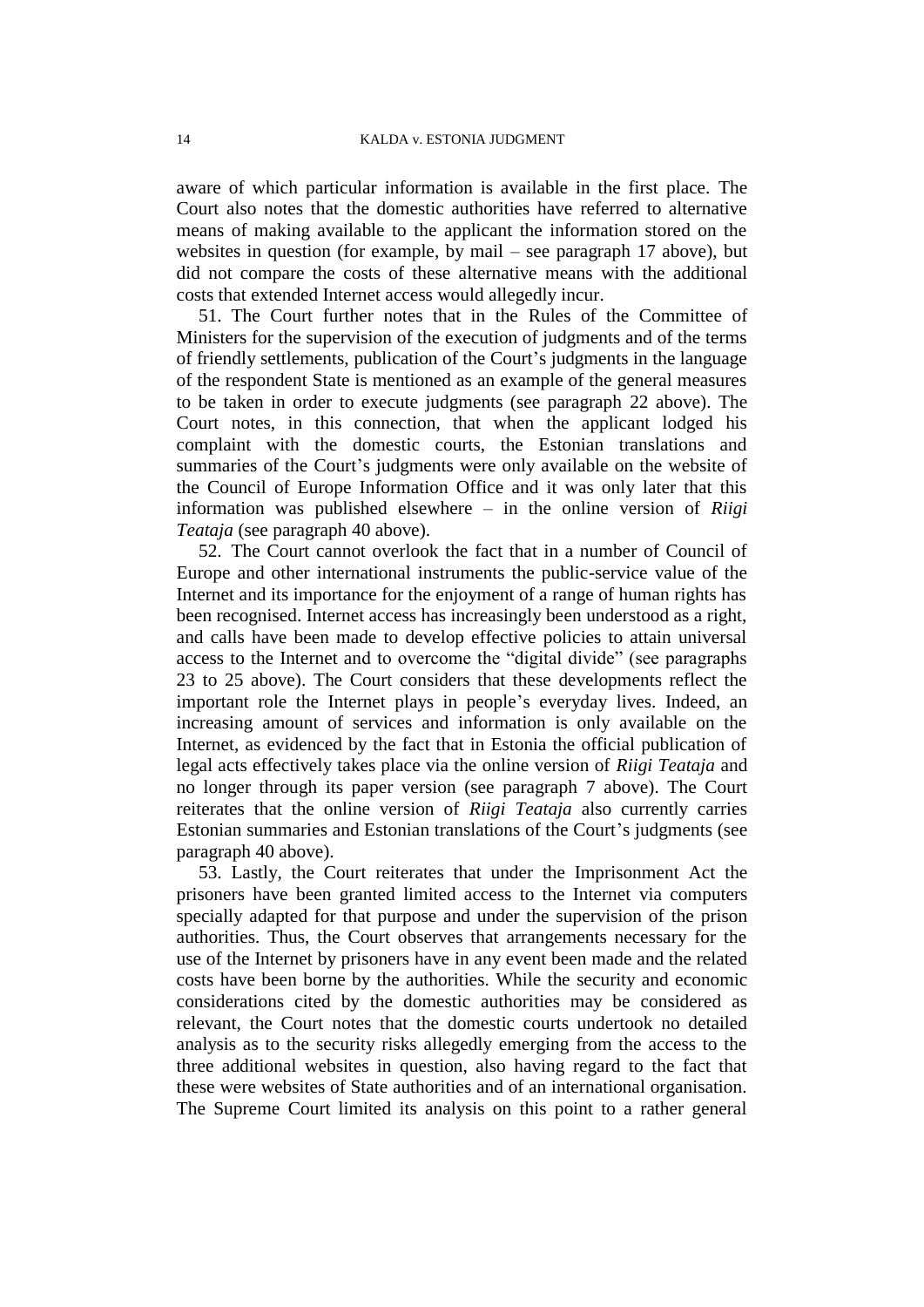aware of which particular information is available in the first place. The Court also notes that the domestic authorities have referred to alternative means of making available to the applicant the information stored on the websites in question (for example, by mail – see paragraph 17 above), but did not compare the costs of these alternative means with the additional costs that extended Internet access would allegedly incur.

51. The Court further notes that in the Rules of the Committee of Ministers for the supervision of the execution of judgments and of the terms of friendly settlements, publication of the Court's judgments in the language of the respondent State is mentioned as an example of the general measures to be taken in order to execute judgments (see paragraph 22 above). The Court notes, in this connection, that when the applicant lodged his complaint with the domestic courts, the Estonian translations and summaries of the Court's judgments were only available on the website of the Council of Europe Information Office and it was only later that this information was published elsewhere – in the online version of *Riigi Teataja* (see paragraph 40 above).

52. The Court cannot overlook the fact that in a number of Council of Europe and other international instruments the public-service value of the Internet and its importance for the enjoyment of a range of human rights has been recognised. Internet access has increasingly been understood as a right, and calls have been made to develop effective policies to attain universal access to the Internet and to overcome the "digital divide" (see paragraphs 23 to 25 above). The Court considers that these developments reflect the important role the Internet plays in people's everyday lives. Indeed, an increasing amount of services and information is only available on the Internet, as evidenced by the fact that in Estonia the official publication of legal acts effectively takes place via the online version of *Riigi Teataja* and no longer through its paper version (see paragraph 7 above). The Court reiterates that the online version of *Riigi Teataja* also currently carries Estonian summaries and Estonian translations of the Court's judgments (see paragraph 40 above).

53. Lastly, the Court reiterates that under the Imprisonment Act the prisoners have been granted limited access to the Internet via computers specially adapted for that purpose and under the supervision of the prison authorities. Thus, the Court observes that arrangements necessary for the use of the Internet by prisoners have in any event been made and the related costs have been borne by the authorities. While the security and economic considerations cited by the domestic authorities may be considered as relevant, the Court notes that the domestic courts undertook no detailed analysis as to the security risks allegedly emerging from the access to the three additional websites in question, also having regard to the fact that these were websites of State authorities and of an international organisation. The Supreme Court limited its analysis on this point to a rather general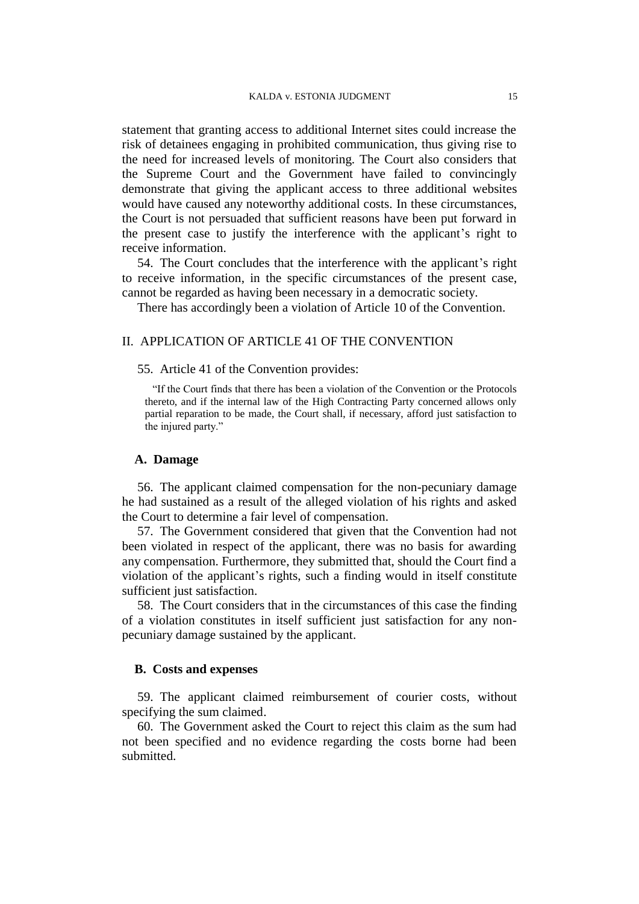statement that granting access to additional Internet sites could increase the risk of detainees engaging in prohibited communication, thus giving rise to the need for increased levels of monitoring. The Court also considers that the Supreme Court and the Government have failed to convincingly demonstrate that giving the applicant access to three additional websites would have caused any noteworthy additional costs. In these circumstances, the Court is not persuaded that sufficient reasons have been put forward in the present case to justify the interference with the applicant's right to receive information.

54. The Court concludes that the interference with the applicant's right to receive information, in the specific circumstances of the present case, cannot be regarded as having been necessary in a democratic society.

There has accordingly been a violation of Article 10 of the Convention.

## II. APPLICATION OF ARTICLE 41 OF THE CONVENTION

55. Article 41 of the Convention provides:

> "If the Court finds that there has been a violation of the Convention or the Protocols thereto, and if the internal law of the High Contracting Party concerned allows only partial reparation to be made, the Court shall, if necessary, afford just satisfaction to the injured party."

### A. Damage

56. The applicant claimed compensation for the non-pecuniary damage he had sustained as a result of the alleged violation of his rights and asked the Court to determine a fair level of compensation.

57. The Government considered that given that the Convention had not been violated in respect of the applicant, there was no basis for awarding any compensation. Furthermore, they submitted that, should the Court find a violation of the applicant's rights, such a finding would in itself constitute sufficient just satisfaction.

58. The Court considers that in the circumstances of this case the finding of a violation constitutes in itself sufficient just satisfaction for any non-pecuniary damage sustained by the applicant.

### B. Costs and expenses

59. The applicant claimed reimbursement of courier costs, without specifying the sum claimed.

60. The Government asked the Court to reject this claim as the sum had not been specified and no evidence regarding the costs borne had been submitted.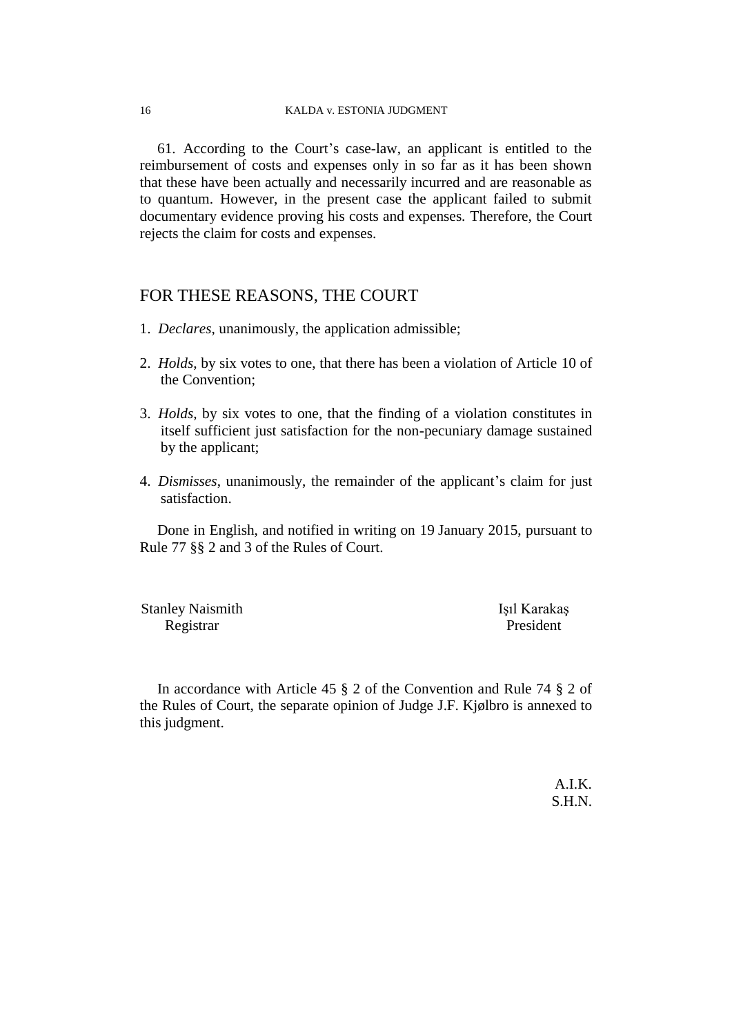61. According to the Court's case-law, an applicant is entitled to the reimbursement of costs and expenses only in so far as it has been shown that these have been actually and necessarily incurred and are reasonable as to quantum. However, in the present case the applicant failed to submit documentary evidence proving his costs and expenses. Therefore, the Court rejects the claim for costs and expenses.

## FOR THESE REASONS, THE COURT

1. *Declares*, unanimously, the application admissible;

2. *Holds*, by six votes to one, that there has been a violation of Article 10 of the Convention;

3. *Holds*, by six votes to one, that the finding of a violation constitutes in itself sufficient just satisfaction for the non-pecuniary damage sustained by the applicant;

4. *Dismisses*, unanimously, the remainder of the applicant's claim for just satisfaction.

Done in English, and notified in writing on 19 January 2015, pursuant to Rule 77 §§ 2 and 3 of the Rules of Court.

Stanley Naismith
Registrar

Işıl Karakaş
President

In accordance with Article 45 § 2 of the Convention and Rule 74 § 2 of the Rules of Court, the separate opinion of Judge J.F. Kjølbro is annexed to this judgment.

A.I.K.
S.H.N.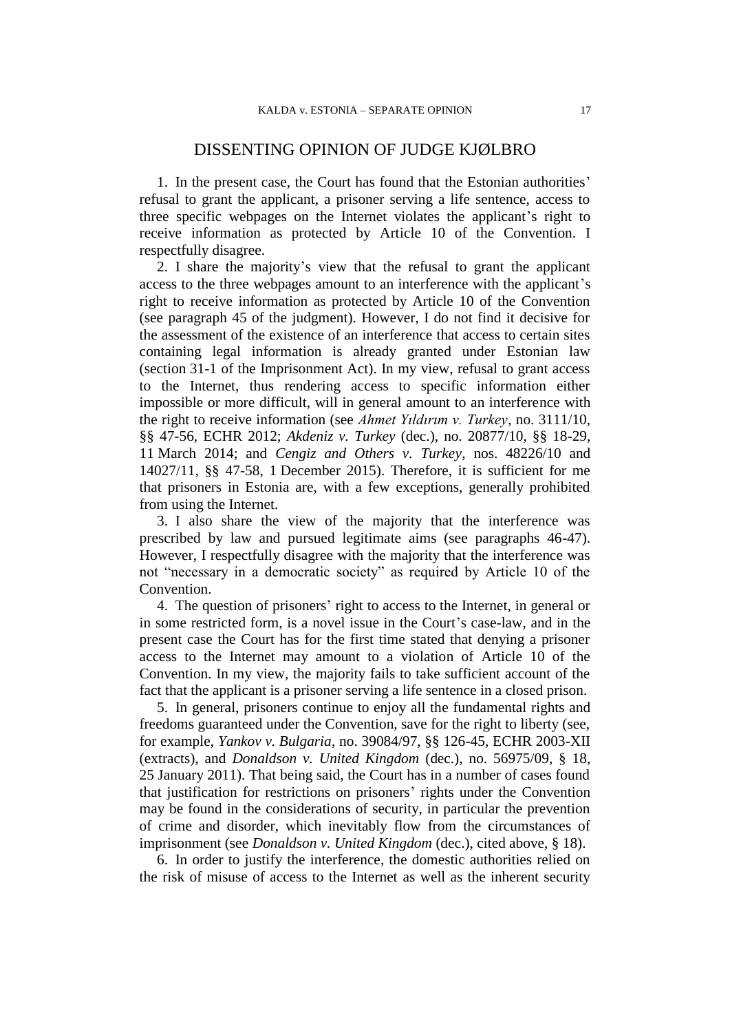# DISSENTING OPINION OF JUDGE KJØLBRO

1. In the present case, the Court has found that the Estonian authorities' refusal to grant the applicant, a prisoner serving a life sentence, access to three specific webpages on the Internet violates the applicant's right to receive information as protected by Article 10 of the Convention. I respectfully disagree.

2. I share the majority's view that the refusal to grant the applicant access to the three webpages amount to an interference with the applicant's right to receive information as protected by Article 10 of the Convention (see paragraph 45 of the judgment). However, I do not find it decisive for the assessment of the existence of an interference that access to certain sites containing legal information is already granted under Estonian law (section 31-1 of the Imprisonment Act). In my view, refusal to grant access to the Internet, thus rendering access to specific information either impossible or more difficult, will in general amount to an interference with the right to receive information (see *Ahmet Yıldırım v. Turkey*, no. 3111/10, §§ 47-56, ECHR 2012; *Akdeniz v. Turkey* (dec.), no. 20877/10, §§ 18-29, 11 March 2014; and *Cengiz and Others v. Turkey*, nos. 48226/10 and 14027/11, §§ 47-58, 1 December 2015). Therefore, it is sufficient for me that prisoners in Estonia are, with a few exceptions, generally prohibited from using the Internet.

3. I also share the view of the majority that the interference was prescribed by law and pursued legitimate aims (see paragraphs 46-47). However, I respectfully disagree with the majority that the interference was not "necessary in a democratic society" as required by Article 10 of the Convention.

4. The question of prisoners' right to access to the Internet, in general or in some restricted form, is a novel issue in the Court's case-law, and in the present case the Court has for the first time stated that denying a prisoner access to the Internet may amount to a violation of Article 10 of the Convention. In my view, the majority fails to take sufficient account of the fact that the applicant is a prisoner serving a life sentence in a closed prison.

5. In general, prisoners continue to enjoy all the fundamental rights and freedoms guaranteed under the Convention, save for the right to liberty (see, for example, *Yankov v. Bulgaria*, no. 39084/97, §§ 126-45, ECHR 2003-XII (extracts), and *Donaldson v. United Kingdom* (dec.), no. 56975/09, § 18, 25 January 2011). That being said, the Court has in a number of cases found that justification for restrictions on prisoners' rights under the Convention may be found in the considerations of security, in particular the prevention of crime and disorder, which inevitably flow from the circumstances of imprisonment (see *Donaldson v. United Kingdom* (dec.), cited above, § 18).

6. In order to justify the interference, the domestic authorities relied on the risk of misuse of access to the Internet as well as the inherent security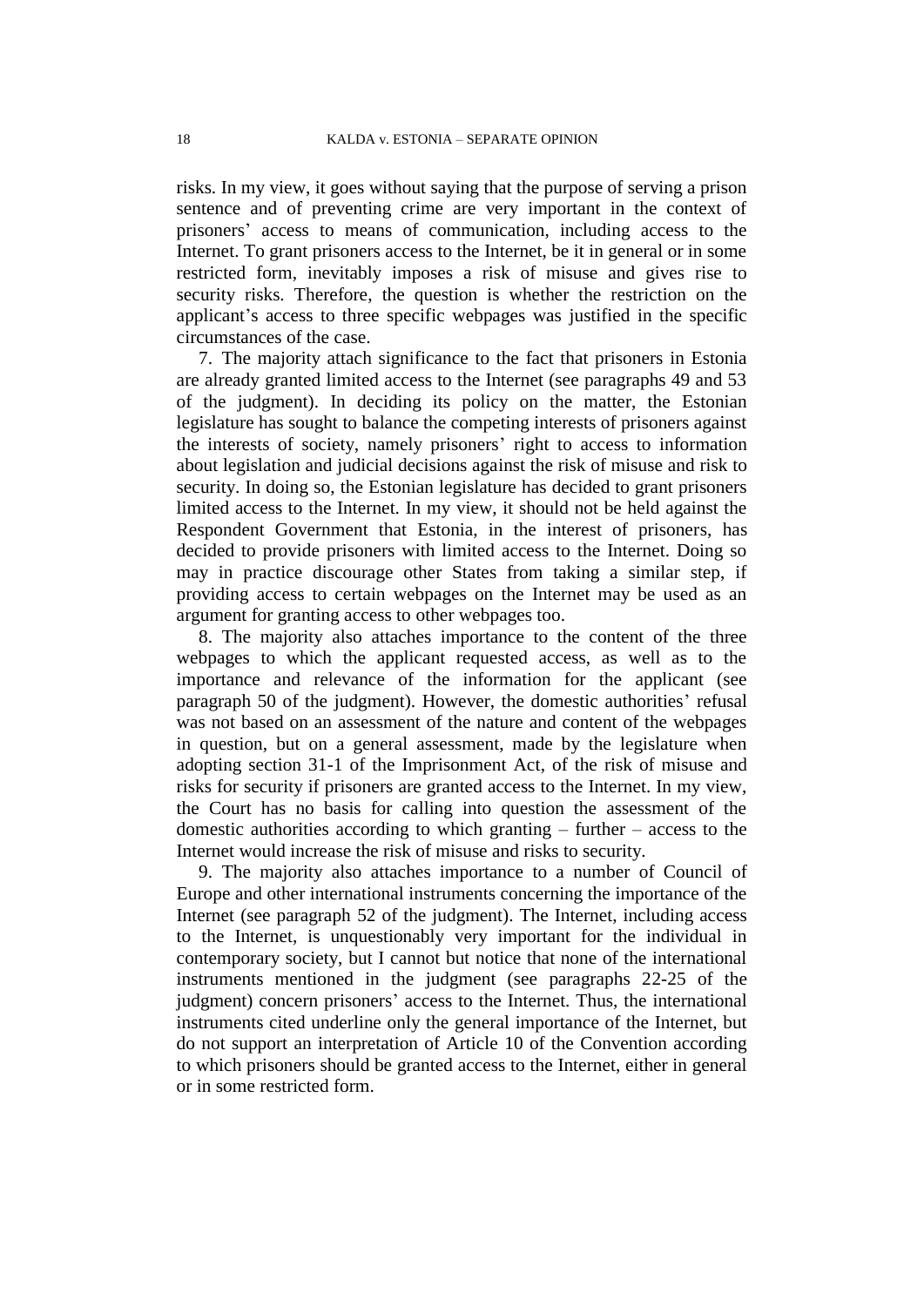risks. In my view, it goes without saying that the purpose of serving a prison sentence and of preventing crime are very important in the context of prisoners' access to means of communication, including access to the Internet. To grant prisoners access to the Internet, be it in general or in some restricted form, inevitably imposes a risk of misuse and gives rise to security risks. Therefore, the question is whether the restriction on the applicant's access to three specific webpages was justified in the specific circumstances of the case.

7. The majority attach significance to the fact that prisoners in Estonia are already granted limited access to the Internet (see paragraphs 49 and 53 of the judgment). In deciding its policy on the matter, the Estonian legislature has sought to balance the competing interests of prisoners against the interests of society, namely prisoners' right to access to information about legislation and judicial decisions against the risk of misuse and risk to security. In doing so, the Estonian legislature has decided to grant prisoners limited access to the Internet. In my view, it should not be held against the Respondent Government that Estonia, in the interest of prisoners, has decided to provide prisoners with limited access to the Internet. Doing so may in practice discourage other States from taking a similar step, if providing access to certain webpages on the Internet may be used as an argument for granting access to other webpages too.

8. The majority also attaches importance to the content of the three webpages to which the applicant requested access, as well as to the importance and relevance of the information for the applicant (see paragraph 50 of the judgment). However, the domestic authorities' refusal was not based on an assessment of the nature and content of the webpages in question, but on a general assessment, made by the legislature when adopting section 31-1 of the Imprisonment Act, of the risk of misuse and risks for security if prisoners are granted access to the Internet. In my view, the Court has no basis for calling into question the assessment of the domestic authorities according to which granting – further – access to the Internet would increase the risk of misuse and risks to security.

9. The majority also attaches importance to a number of Council of Europe and other international instruments concerning the importance of the Internet (see paragraph 52 of the judgment). The Internet, including access to the Internet, is unquestionably very important for the individual in contemporary society, but I cannot but notice that none of the international instruments mentioned in the judgment (see paragraphs 22-25 of the judgment) concern prisoners' access to the Internet. Thus, the international instruments cited underline only the general importance of the Internet, but do not support an interpretation of Article 10 of the Convention according to which prisoners should be granted access to the Internet, either in general or in some restricted form.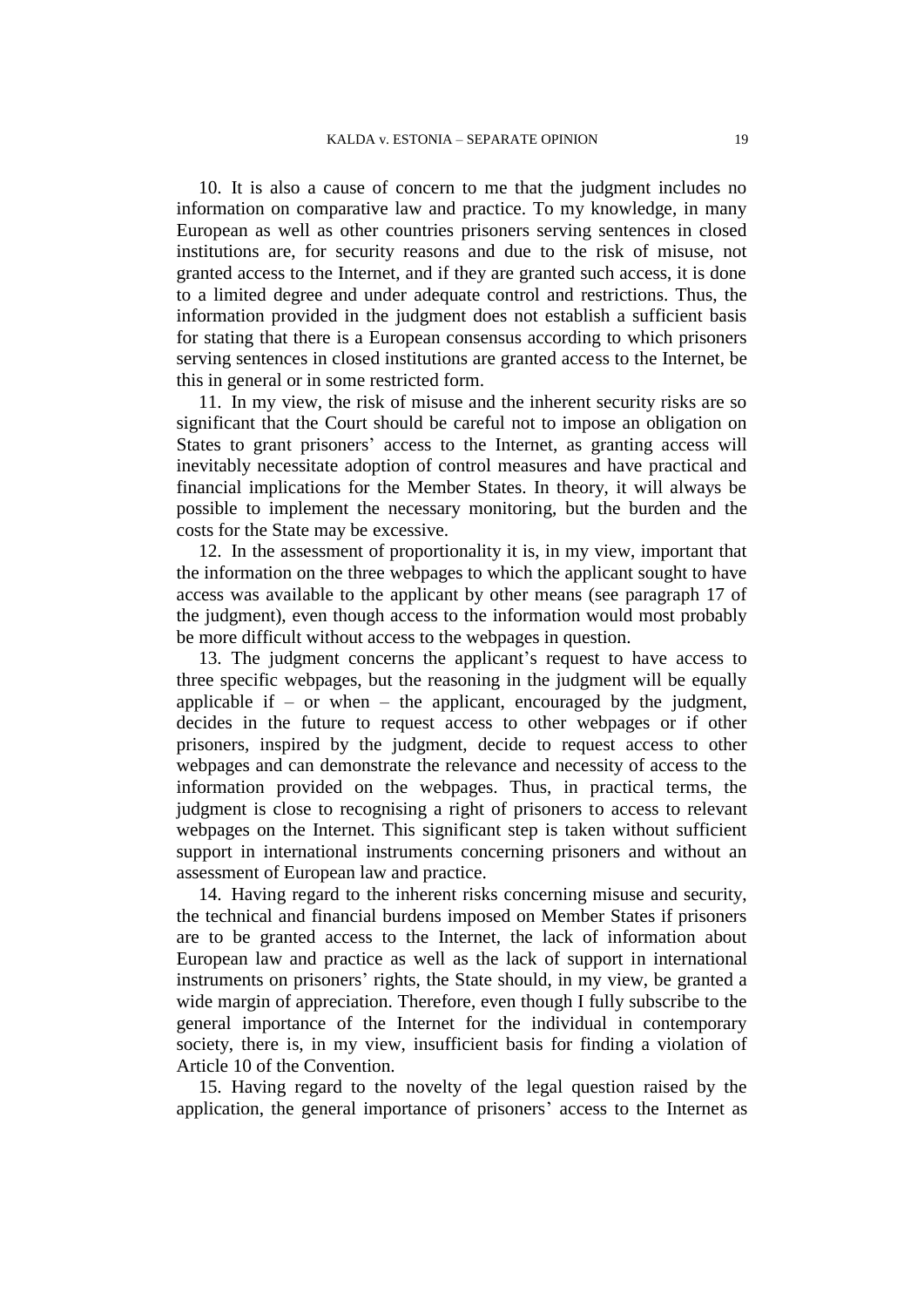10. It is also a cause of concern to me that the judgment includes no information on comparative law and practice. To my knowledge, in many European as well as other countries prisoners serving sentences in closed institutions are, for security reasons and due to the risk of misuse, not granted access to the Internet, and if they are granted such access, it is done to a limited degree and under adequate control and restrictions. Thus, the information provided in the judgment does not establish a sufficient basis for stating that there is a European consensus according to which prisoners serving sentences in closed institutions are granted access to the Internet, be this in general or in some restricted form.

11. In my view, the risk of misuse and the inherent security risks are so significant that the Court should be careful not to impose an obligation on States to grant prisoners' access to the Internet, as granting access will inevitably necessitate adoption of control measures and have practical and financial implications for the Member States. In theory, it will always be possible to implement the necessary monitoring, but the burden and the costs for the State may be excessive.

12. In the assessment of proportionality it is, in my view, important that the information on the three webpages to which the applicant sought to have access was available to the applicant by other means (see paragraph 17 of the judgment), even though access to the information would most probably be more difficult without access to the webpages in question.

13. The judgment concerns the applicant's request to have access to three specific webpages, but the reasoning in the judgment will be equally applicable if – or when – the applicant, encouraged by the judgment, decides in the future to request access to other webpages or if other prisoners, inspired by the judgment, decide to request access to other webpages and can demonstrate the relevance and necessity of access to the information provided on the webpages. Thus, in practical terms, the judgment is close to recognising a right of prisoners to access to relevant webpages on the Internet. This significant step is taken without sufficient support in international instruments concerning prisoners and without an assessment of European law and practice.

14. Having regard to the inherent risks concerning misuse and security, the technical and financial burdens imposed on Member States if prisoners are to be granted access to the Internet, the lack of information about European law and practice as well as the lack of support in international instruments on prisoners' rights, the State should, in my view, be granted a wide margin of appreciation. Therefore, even though I fully subscribe to the general importance of the Internet for the individual in contemporary society, there is, in my view, insufficient basis for finding a violation of Article 10 of the Convention.

15. Having regard to the novelty of the legal question raised by the application, the general importance of prisoners' access to the Internet as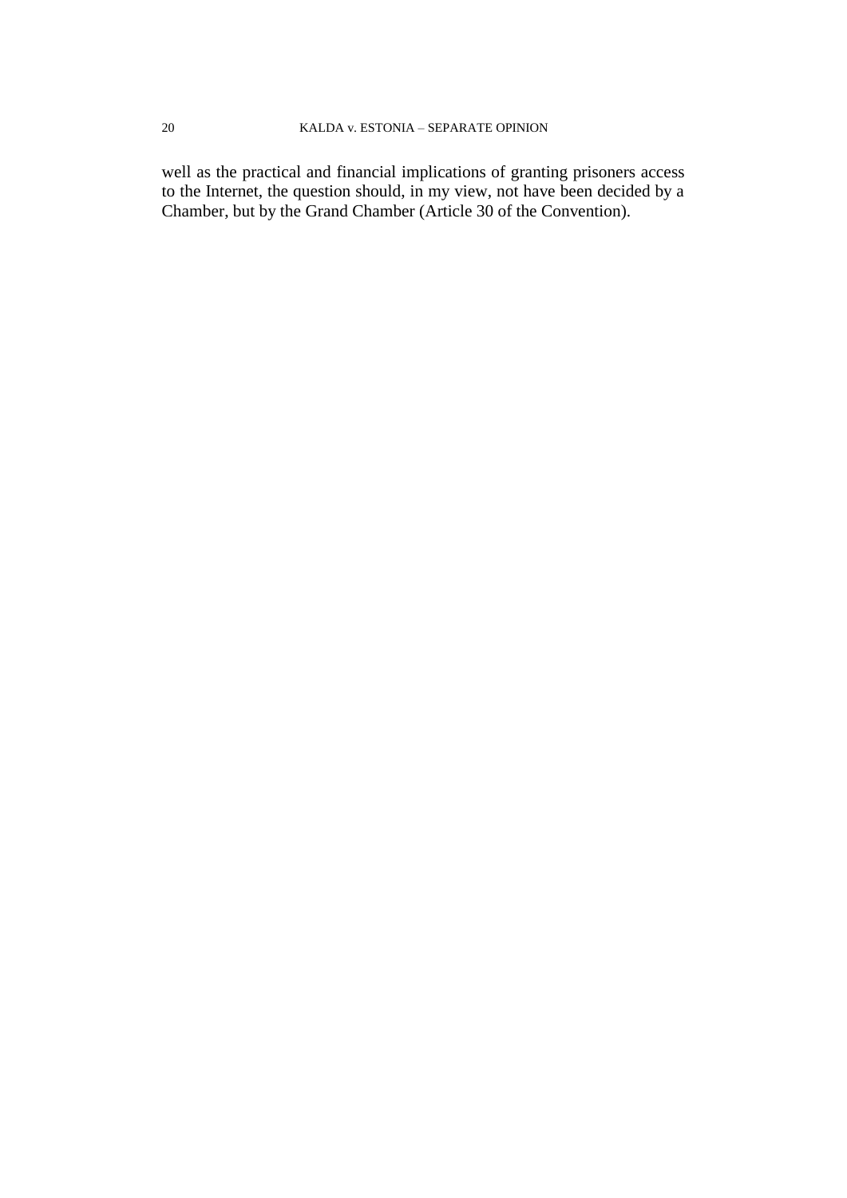well as the practical and financial implications of granting prisoners access to the Internet, the question should, in my view, not have been decided by a Chamber, but by the Grand Chamber (Article 30 of the Convention).